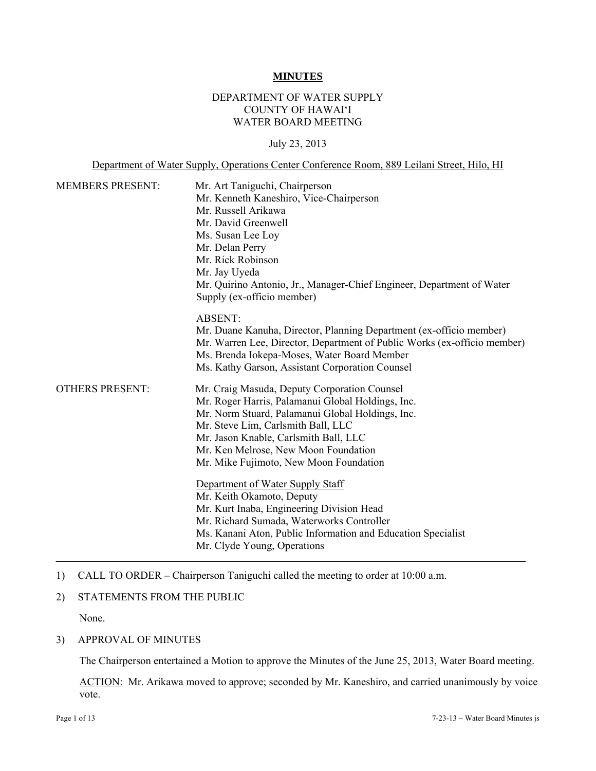# MINUTES

DEPARTMENT OF WATER SUPPLY
COUNTY OF HAWAI'I
WATER BOARD MEETING

July 23, 2013

Department of Water Supply, Operations Center Conference Room, 889 Leilani Street, Hilo, HI

MEMBERS PRESENT:

Mr. Art Taniguchi, Chairperson
Mr. Kenneth Kaneshiro, Vice-Chairperson
Mr. Russell Arikawa
Mr. David Greenwell
Ms. Susan Lee Loy
Mr. Delan Perry
Mr. Rick Robinson
Mr. Jay Uyeda
Mr. Quirino Antonio, Jr., Manager-Chief Engineer, Department of Water Supply (ex-officio member)

ABSENT:
Mr. Duane Kanuha, Director, Planning Department (ex-officio member)
Mr. Warren Lee, Director, Department of Public Works (ex-officio member)
Ms. Brenda Iokepa-Moses, Water Board Member
Ms. Kathy Garson, Assistant Corporation Counsel

OTHERS PRESENT:

Mr. Craig Masuda, Deputy Corporation Counsel
Mr. Roger Harris, Palamanui Global Holdings, Inc.
Mr. Norm Stuard, Palamanui Global Holdings, Inc.
Mr. Steve Lim, Carlsmith Ball, LLC
Mr. Jason Knable, Carlsmith Ball, LLC
Mr. Ken Melrose, New Moon Foundation
Mr. Mike Fujimoto, New Moon Foundation

Department of Water Supply Staff
Mr. Keith Okamoto, Deputy
Mr. Kurt Inaba, Engineering Division Head
Mr. Richard Sumada, Waterworks Controller
Ms. Kanani Aton, Public Information and Education Specialist
Mr. Clyde Young, Operations

---

1) CALL TO ORDER – Chairperson Taniguchi called the meeting to order at 10:00 a.m.

2) STATEMENTS FROM THE PUBLIC

None.

3) APPROVAL OF MINUTES

The Chairperson entertained a Motion to approve the Minutes of the June 25, 2013, Water Board meeting.

ACTION: Mr. Arikawa moved to approve; seconded by Mr. Kaneshiro, and carried unanimously by voice vote.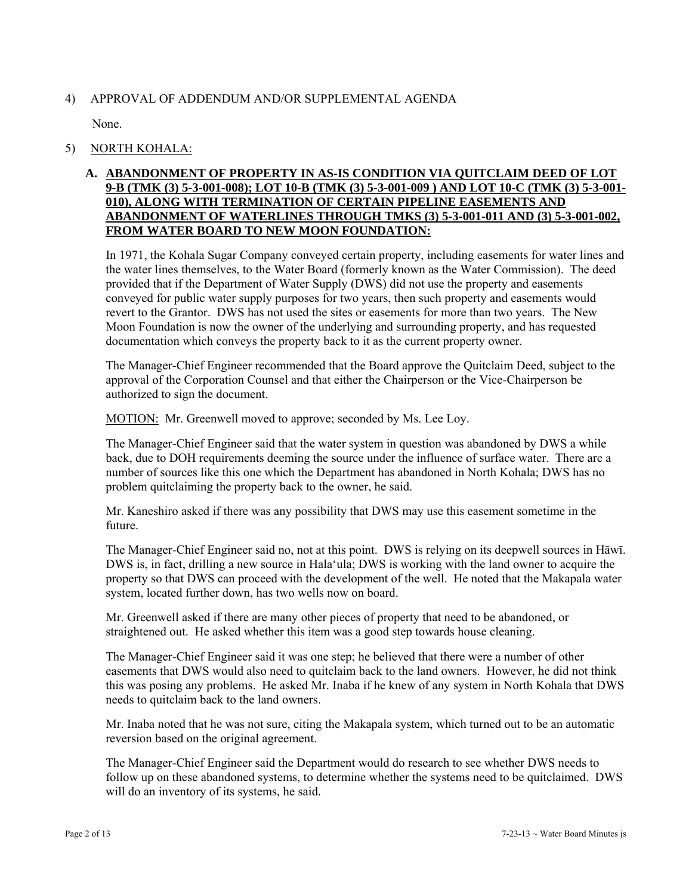4) APPROVAL OF ADDENDUM AND/OR SUPPLEMENTAL AGENDA

None.

5) NORTH KOHALA:

**A. ABANDONMENT OF PROPERTY IN AS-IS CONDITION VIA QUITCLAIM DEED OF LOT 9-B (TMK (3) 5-3-001-008); LOT 10-B (TMK (3) 5-3-001-009 ) AND LOT 10-C (TMK (3) 5-3-001-010), ALONG WITH TERMINATION OF CERTAIN PIPELINE EASEMENTS AND ABANDONMENT OF WATERLINES THROUGH TMKS (3) 5-3-001-011 AND (3) 5-3-001-002, FROM WATER BOARD TO NEW MOON FOUNDATION:**

In 1971, the Kohala Sugar Company conveyed certain property, including easements for water lines and the water lines themselves, to the Water Board (formerly known as the Water Commission). The deed provided that if the Department of Water Supply (DWS) did not use the property and easements conveyed for public water supply purposes for two years, then such property and easements would revert to the Grantor. DWS has not used the sites or easements for more than two years. The New Moon Foundation is now the owner of the underlying and surrounding property, and has requested documentation which conveys the property back to it as the current property owner.

The Manager-Chief Engineer recommended that the Board approve the Quitclaim Deed, subject to the approval of the Corporation Counsel and that either the Chairperson or the Vice-Chairperson be authorized to sign the document.

MOTION: Mr. Greenwell moved to approve; seconded by Ms. Lee Loy.

The Manager-Chief Engineer said that the water system in question was abandoned by DWS a while back, due to DOH requirements deeming the source under the influence of surface water. There are a number of sources like this one which the Department has abandoned in North Kohala; DWS has no problem quitclaiming the property back to the owner, he said.

Mr. Kaneshiro asked if there was any possibility that DWS may use this easement sometime in the future.

The Manager-Chief Engineer said no, not at this point. DWS is relying on its deepwell sources in Hāwī. DWS is, in fact, drilling a new source in Hala'ula; DWS is working with the land owner to acquire the property so that DWS can proceed with the development of the well. He noted that the Makapala water system, located further down, has two wells now on board.

Mr. Greenwell asked if there are many other pieces of property that need to be abandoned, or straightened out. He asked whether this item was a good step towards house cleaning.

The Manager-Chief Engineer said it was one step; he believed that there were a number of other easements that DWS would also need to quitclaim back to the land owners. However, he did not think this was posing any problems. He asked Mr. Inaba if he knew of any system in North Kohala that DWS needs to quitclaim back to the land owners.

Mr. Inaba noted that he was not sure, citing the Makapala system, which turned out to be an automatic reversion based on the original agreement.

The Manager-Chief Engineer said the Department would do research to see whether DWS needs to follow up on these abandoned systems, to determine whether the systems need to be quitclaimed. DWS will do an inventory of its systems, he said.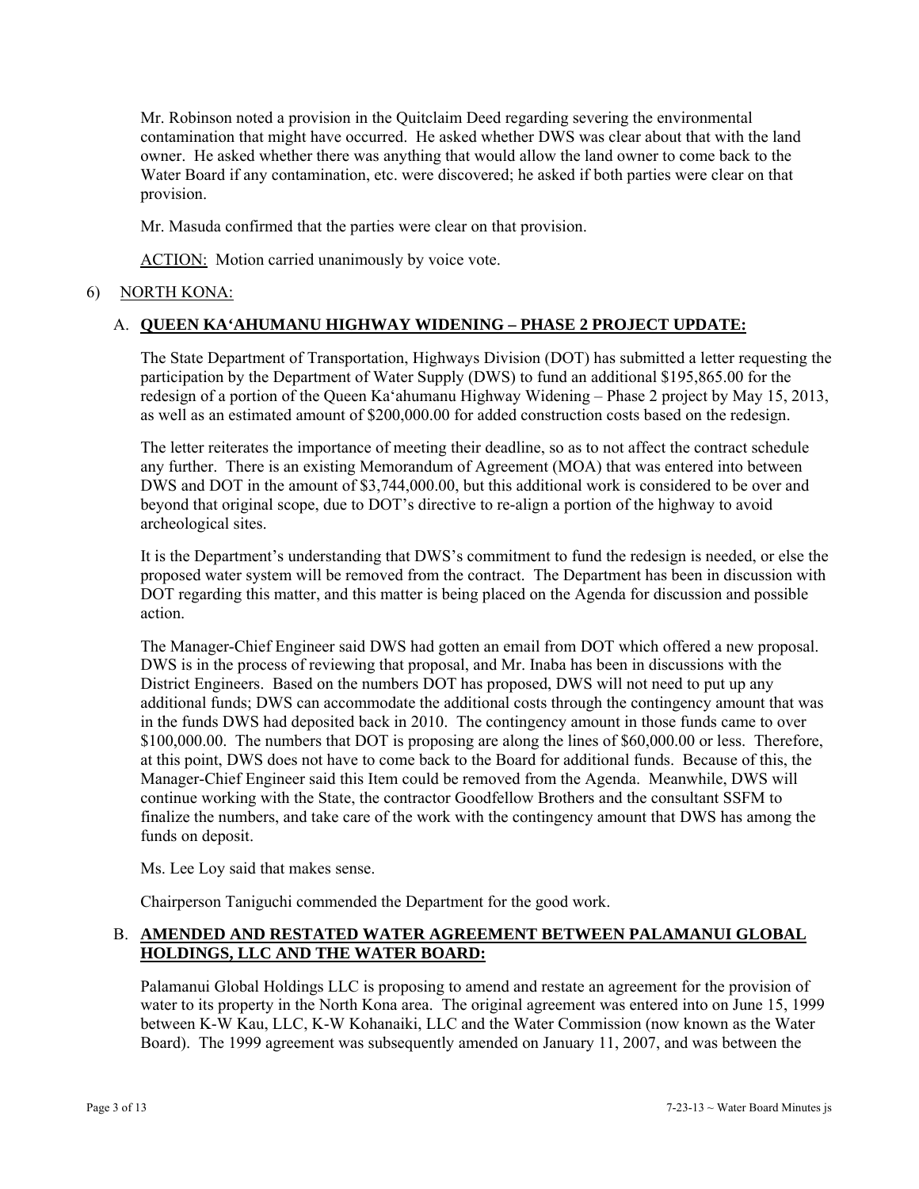Mr. Robinson noted a provision in the Quitclaim Deed regarding severing the environmental contamination that might have occurred. He asked whether DWS was clear about that with the land owner. He asked whether there was anything that would allow the land owner to come back to the Water Board if any contamination, etc. were discovered; he asked if both parties were clear on that provision.

Mr. Masuda confirmed that the parties were clear on that provision.

ACTION: Motion carried unanimously by voice vote.

6) NORTH KONA:

A. **QUEEN KA'AHUMANU HIGHWAY WIDENING – PHASE 2 PROJECT UPDATE:**

The State Department of Transportation, Highways Division (DOT) has submitted a letter requesting the participation by the Department of Water Supply (DWS) to fund an additional $195,865.00 for the redesign of a portion of the Queen Ka'ahumanu Highway Widening – Phase 2 project by May 15, 2013, as well as an estimated amount of $200,000.00 for added construction costs based on the redesign.

The letter reiterates the importance of meeting their deadline, so as to not affect the contract schedule any further. There is an existing Memorandum of Agreement (MOA) that was entered into between DWS and DOT in the amount of $3,744,000.00, but this additional work is considered to be over and beyond that original scope, due to DOT's directive to re-align a portion of the highway to avoid archeological sites.

It is the Department's understanding that DWS's commitment to fund the redesign is needed, or else the proposed water system will be removed from the contract. The Department has been in discussion with DOT regarding this matter, and this matter is being placed on the Agenda for discussion and possible action.

The Manager-Chief Engineer said DWS had gotten an email from DOT which offered a new proposal. DWS is in the process of reviewing that proposal, and Mr. Inaba has been in discussions with the District Engineers. Based on the numbers DOT has proposed, DWS will not need to put up any additional funds; DWS can accommodate the additional costs through the contingency amount that was in the funds DWS had deposited back in 2010. The contingency amount in those funds came to over $100,000.00. The numbers that DOT is proposing are along the lines of $60,000.00 or less. Therefore, at this point, DWS does not have to come back to the Board for additional funds. Because of this, the Manager-Chief Engineer said this Item could be removed from the Agenda. Meanwhile, DWS will continue working with the State, the contractor Goodfellow Brothers and the consultant SSFM to finalize the numbers, and take care of the work with the contingency amount that DWS has among the funds on deposit.

Ms. Lee Loy said that makes sense.

Chairperson Taniguchi commended the Department for the good work.

B. **AMENDED AND RESTATED WATER AGREEMENT BETWEEN PALAMANUI GLOBAL HOLDINGS, LLC AND THE WATER BOARD:**

Palamanui Global Holdings LLC is proposing to amend and restate an agreement for the provision of water to its property in the North Kona area. The original agreement was entered into on June 15, 1999 between K-W Kau, LLC, K-W Kohanaiki, LLC and the Water Commission (now known as the Water Board). The 1999 agreement was subsequently amended on January 11, 2007, and was between the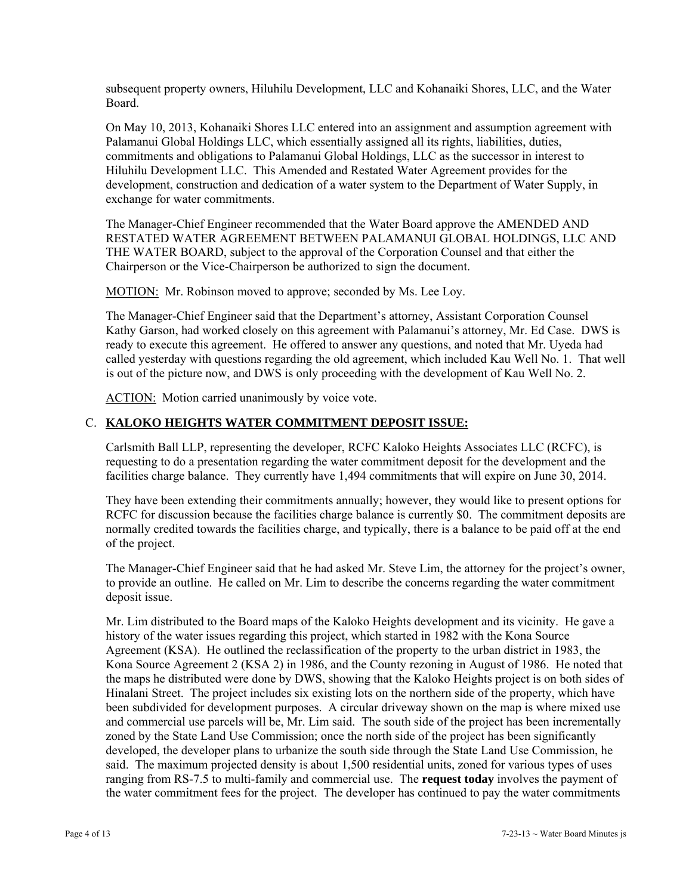subsequent property owners, Hiluhilu Development, LLC and Kohanaiki Shores, LLC, and the Water Board.

On May 10, 2013, Kohanaiki Shores LLC entered into an assignment and assumption agreement with Palamanui Global Holdings LLC, which essentially assigned all its rights, liabilities, duties, commitments and obligations to Palamanui Global Holdings, LLC as the successor in interest to Hiluhilu Development LLC. This Amended and Restated Water Agreement provides for the development, construction and dedication of a water system to the Department of Water Supply, in exchange for water commitments.

The Manager-Chief Engineer recommended that the Water Board approve the AMENDED AND RESTATED WATER AGREEMENT BETWEEN PALAMANUI GLOBAL HOLDINGS, LLC AND THE WATER BOARD, subject to the approval of the Corporation Counsel and that either the Chairperson or the Vice-Chairperson be authorized to sign the document.

MOTION: Mr. Robinson moved to approve; seconded by Ms. Lee Loy.

The Manager-Chief Engineer said that the Department's attorney, Assistant Corporation Counsel Kathy Garson, had worked closely on this agreement with Palamanui's attorney, Mr. Ed Case. DWS is ready to execute this agreement. He offered to answer any questions, and noted that Mr. Uyeda had called yesterday with questions regarding the old agreement, which included Kau Well No. 1. That well is out of the picture now, and DWS is only proceeding with the development of Kau Well No. 2.

ACTION: Motion carried unanimously by voice vote.

C. **KALOKO HEIGHTS WATER COMMITMENT DEPOSIT ISSUE:**

Carlsmith Ball LLP, representing the developer, RCFC Kaloko Heights Associates LLC (RCFC), is requesting to do a presentation regarding the water commitment deposit for the development and the facilities charge balance. They currently have 1,494 commitments that will expire on June 30, 2014.

They have been extending their commitments annually; however, they would like to present options for RCFC for discussion because the facilities charge balance is currently $0. The commitment deposits are normally credited towards the facilities charge, and typically, there is a balance to be paid off at the end of the project.

The Manager-Chief Engineer said that he had asked Mr. Steve Lim, the attorney for the project's owner, to provide an outline. He called on Mr. Lim to describe the concerns regarding the water commitment deposit issue.

Mr. Lim distributed to the Board maps of the Kaloko Heights development and its vicinity. He gave a history of the water issues regarding this project, which started in 1982 with the Kona Source Agreement (KSA). He outlined the reclassification of the property to the urban district in 1983, the Kona Source Agreement 2 (KSA 2) in 1986, and the County rezoning in August of 1986. He noted that the maps he distributed were done by DWS, showing that the Kaloko Heights project is on both sides of Hinalani Street. The project includes six existing lots on the northern side of the property, which have been subdivided for development purposes. A circular driveway shown on the map is where mixed use and commercial use parcels will be, Mr. Lim said. The south side of the project has been incrementally zoned by the State Land Use Commission; once the north side of the project has been significantly developed, the developer plans to urbanize the south side through the State Land Use Commission, he said. The maximum projected density is about 1,500 residential units, zoned for various types of uses ranging from RS-7.5 to multi-family and commercial use. The **request today** involves the payment of the water commitment fees for the project. The developer has continued to pay the water commitments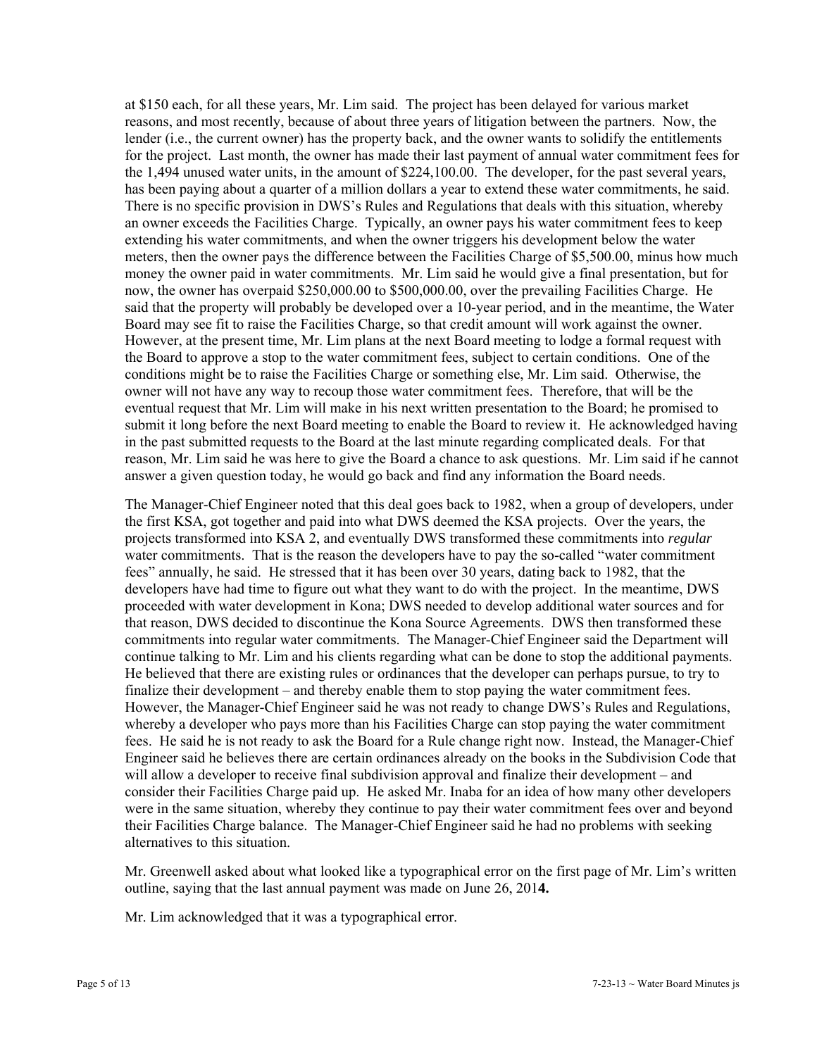at $150 each, for all these years, Mr. Lim said. The project has been delayed for various market reasons, and most recently, because of about three years of litigation between the partners. Now, the lender (i.e., the current owner) has the property back, and the owner wants to solidify the entitlements for the project. Last month, the owner has made their last payment of annual water commitment fees for the 1,494 unused water units, in the amount of $224,100.00. The developer, for the past several years, has been paying about a quarter of a million dollars a year to extend these water commitments, he said. There is no specific provision in DWS's Rules and Regulations that deals with this situation, whereby an owner exceeds the Facilities Charge. Typically, an owner pays his water commitment fees to keep extending his water commitments, and when the owner triggers his development below the water meters, then the owner pays the difference between the Facilities Charge of $5,500.00, minus how much money the owner paid in water commitments. Mr. Lim said he would give a final presentation, but for now, the owner has overpaid $250,000.00 to $500,000.00, over the prevailing Facilities Charge. He said that the property will probably be developed over a 10-year period, and in the meantime, the Water Board may see fit to raise the Facilities Charge, so that credit amount will work against the owner. However, at the present time, Mr. Lim plans at the next Board meeting to lodge a formal request with the Board to approve a stop to the water commitment fees, subject to certain conditions. One of the conditions might be to raise the Facilities Charge or something else, Mr. Lim said. Otherwise, the owner will not have any way to recoup those water commitment fees. Therefore, that will be the eventual request that Mr. Lim will make in his next written presentation to the Board; he promised to submit it long before the next Board meeting to enable the Board to review it. He acknowledged having in the past submitted requests to the Board at the last minute regarding complicated deals. For that reason, Mr. Lim said he was here to give the Board a chance to ask questions. Mr. Lim said if he cannot answer a given question today, he would go back and find any information the Board needs.

The Manager-Chief Engineer noted that this deal goes back to 1982, when a group of developers, under the first KSA, got together and paid into what DWS deemed the KSA projects. Over the years, the projects transformed into KSA 2, and eventually DWS transformed these commitments into *regular* water commitments. That is the reason the developers have to pay the so-called "water commitment fees" annually, he said. He stressed that it has been over 30 years, dating back to 1982, that the developers have had time to figure out what they want to do with the project. In the meantime, DWS proceeded with water development in Kona; DWS needed to develop additional water sources and for that reason, DWS decided to discontinue the Kona Source Agreements. DWS then transformed these commitments into regular water commitments. The Manager-Chief Engineer said the Department will continue talking to Mr. Lim and his clients regarding what can be done to stop the additional payments. He believed that there are existing rules or ordinances that the developer can perhaps pursue, to try to finalize their development – and thereby enable them to stop paying the water commitment fees. However, the Manager-Chief Engineer said he was not ready to change DWS's Rules and Regulations, whereby a developer who pays more than his Facilities Charge can stop paying the water commitment fees. He said he is not ready to ask the Board for a Rule change right now. Instead, the Manager-Chief Engineer said he believes there are certain ordinances already on the books in the Subdivision Code that will allow a developer to receive final subdivision approval and finalize their development – and consider their Facilities Charge paid up. He asked Mr. Inaba for an idea of how many other developers were in the same situation, whereby they continue to pay their water commitment fees over and beyond their Facilities Charge balance. The Manager-Chief Engineer said he had no problems with seeking alternatives to this situation.

Mr. Greenwell asked about what looked like a typographical error on the first page of Mr. Lim's written outline, saying that the last annual payment was made on June 26, 201**4.**

Mr. Lim acknowledged that it was a typographical error.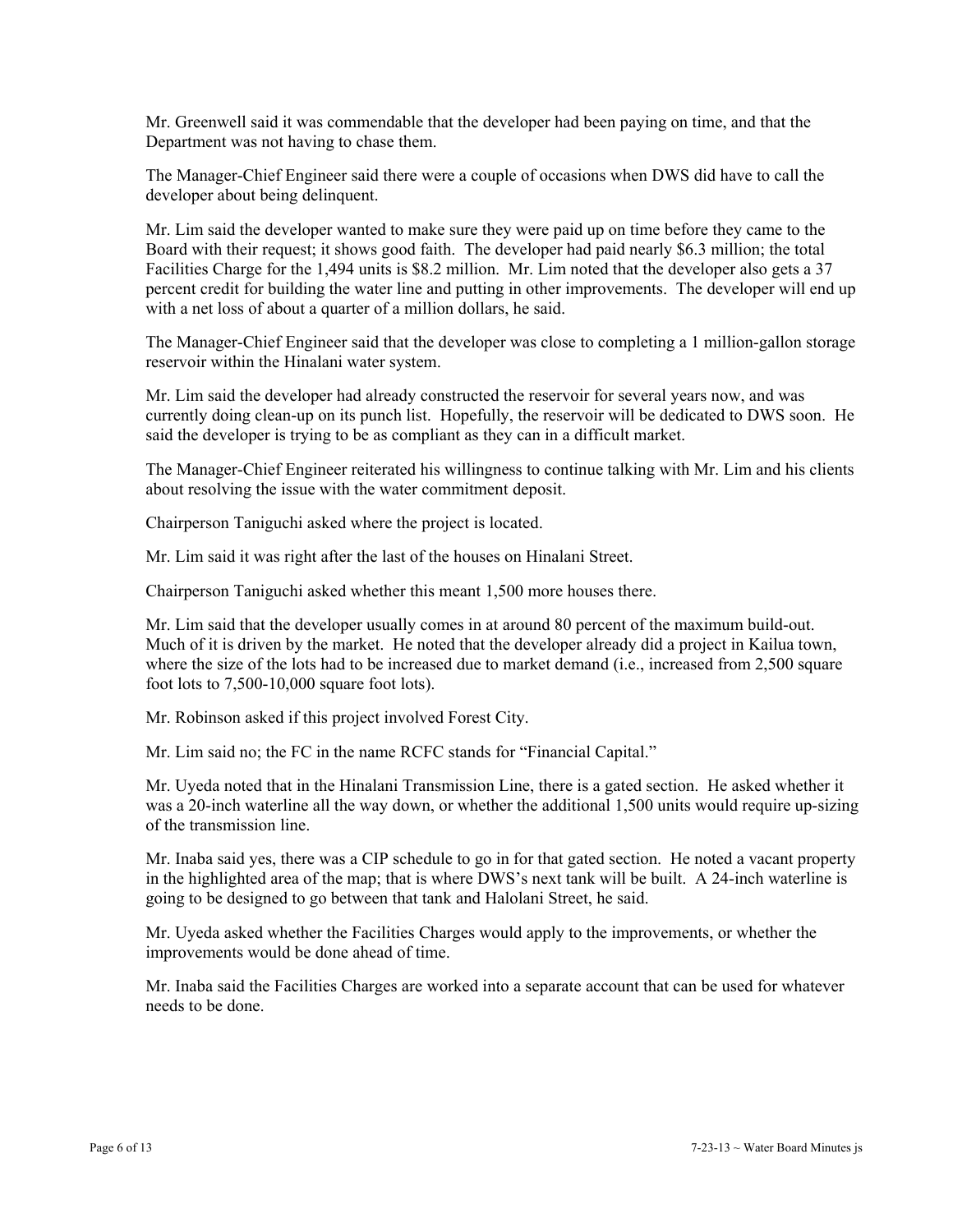Mr. Greenwell said it was commendable that the developer had been paying on time, and that the Department was not having to chase them.

The Manager-Chief Engineer said there were a couple of occasions when DWS did have to call the developer about being delinquent.

Mr. Lim said the developer wanted to make sure they were paid up on time before they came to the Board with their request; it shows good faith. The developer had paid nearly $6.3 million; the total Facilities Charge for the 1,494 units is $8.2 million. Mr. Lim noted that the developer also gets a 37 percent credit for building the water line and putting in other improvements. The developer will end up with a net loss of about a quarter of a million dollars, he said.

The Manager-Chief Engineer said that the developer was close to completing a 1 million-gallon storage reservoir within the Hinalani water system.

Mr. Lim said the developer had already constructed the reservoir for several years now, and was currently doing clean-up on its punch list. Hopefully, the reservoir will be dedicated to DWS soon. He said the developer is trying to be as compliant as they can in a difficult market.

The Manager-Chief Engineer reiterated his willingness to continue talking with Mr. Lim and his clients about resolving the issue with the water commitment deposit.

Chairperson Taniguchi asked where the project is located.

Mr. Lim said it was right after the last of the houses on Hinalani Street.

Chairperson Taniguchi asked whether this meant 1,500 more houses there.

Mr. Lim said that the developer usually comes in at around 80 percent of the maximum build-out. Much of it is driven by the market. He noted that the developer already did a project in Kailua town, where the size of the lots had to be increased due to market demand (i.e., increased from 2,500 square foot lots to 7,500-10,000 square foot lots).

Mr. Robinson asked if this project involved Forest City.

Mr. Lim said no; the FC in the name RCFC stands for "Financial Capital."

Mr. Uyeda noted that in the Hinalani Transmission Line, there is a gated section. He asked whether it was a 20-inch waterline all the way down, or whether the additional 1,500 units would require up-sizing of the transmission line.

Mr. Inaba said yes, there was a CIP schedule to go in for that gated section. He noted a vacant property in the highlighted area of the map; that is where DWS's next tank will be built. A 24-inch waterline is going to be designed to go between that tank and Halolani Street, he said.

Mr. Uyeda asked whether the Facilities Charges would apply to the improvements, or whether the improvements would be done ahead of time.

Mr. Inaba said the Facilities Charges are worked into a separate account that can be used for whatever needs to be done.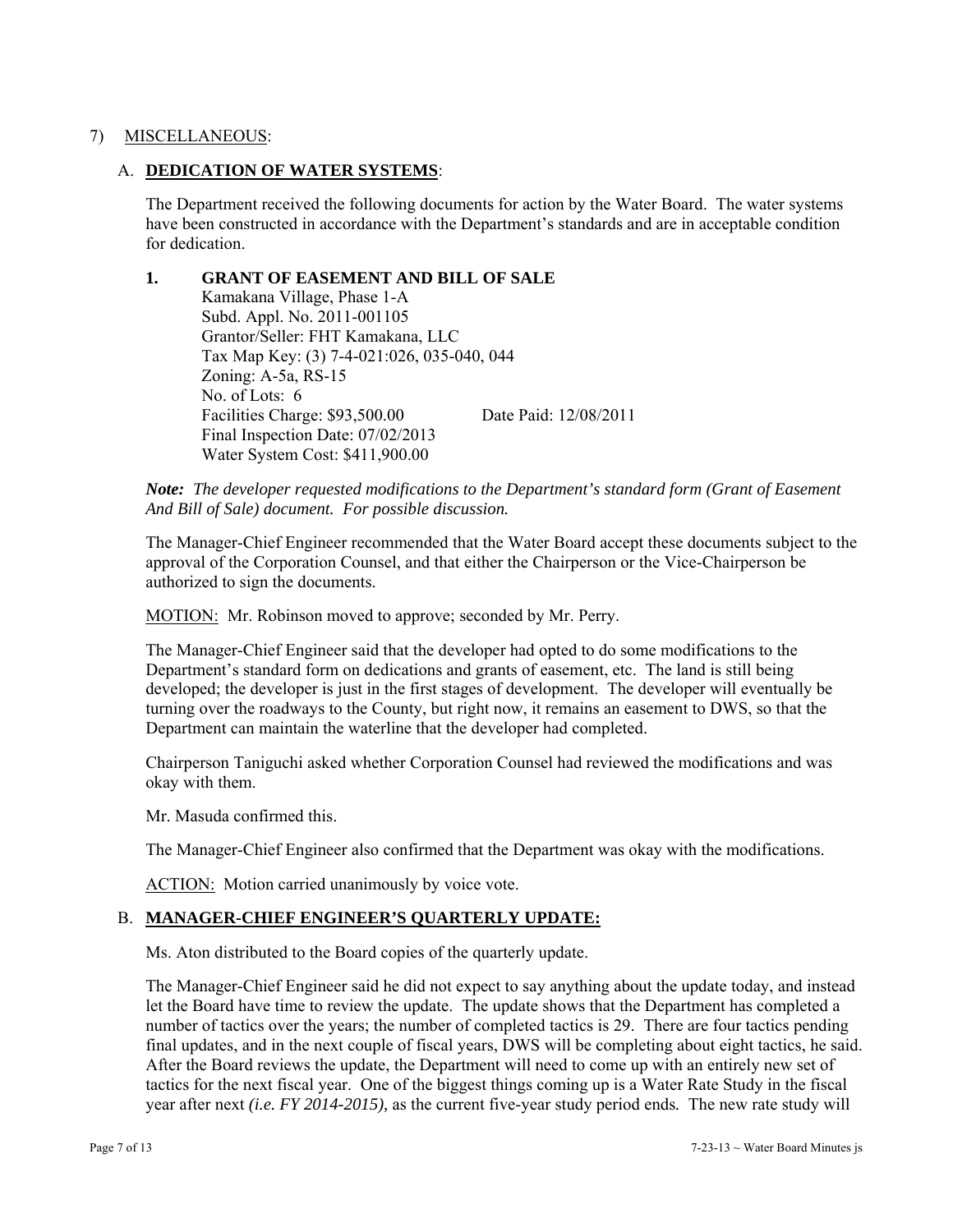7) MISCELLANEOUS:

A. **DEDICATION OF WATER SYSTEMS**:

The Department received the following documents for action by the Water Board. The water systems have been constructed in accordance with the Department's standards and are in acceptable condition for dedication.

**1. GRANT OF EASEMENT AND BILL OF SALE**
Kamakana Village, Phase 1-A
Subd. Appl. No. 2011-001105
Grantor/Seller: FHT Kamakana, LLC
Tax Map Key: (3) 7-4-021:026, 035-040, 044
Zoning: A-5a, RS-15
No. of Lots: 6
Facilities Charge: $93,500.00 Date Paid: 12/08/2011
Final Inspection Date: 07/02/2013
Water System Cost: $411,900.00

***Note:** The developer requested modifications to the Department's standard form (Grant of Easement And Bill of Sale) document. For possible discussion.*

The Manager-Chief Engineer recommended that the Water Board accept these documents subject to the approval of the Corporation Counsel, and that either the Chairperson or the Vice-Chairperson be authorized to sign the documents.

MOTION: Mr. Robinson moved to approve; seconded by Mr. Perry.

The Manager-Chief Engineer said that the developer had opted to do some modifications to the Department's standard form on dedications and grants of easement, etc. The land is still being developed; the developer is just in the first stages of development. The developer will eventually be turning over the roadways to the County, but right now, it remains an easement to DWS, so that the Department can maintain the waterline that the developer had completed.

Chairperson Taniguchi asked whether Corporation Counsel had reviewed the modifications and was okay with them.

Mr. Masuda confirmed this.

The Manager-Chief Engineer also confirmed that the Department was okay with the modifications.

ACTION: Motion carried unanimously by voice vote.

B. **MANAGER-CHIEF ENGINEER'S QUARTERLY UPDATE:**

Ms. Aton distributed to the Board copies of the quarterly update.

The Manager-Chief Engineer said he did not expect to say anything about the update today, and instead let the Board have time to review the update. The update shows that the Department has completed a number of tactics over the years; the number of completed tactics is 29. There are four tactics pending final updates, and in the next couple of fiscal years, DWS will be completing about eight tactics, he said. After the Board reviews the update, the Department will need to come up with an entirely new set of tactics for the next fiscal year. One of the biggest things coming up is a Water Rate Study in the fiscal year after next *(i.e. FY 2014-2015),* as the current five-year study period ends*.* The new rate study will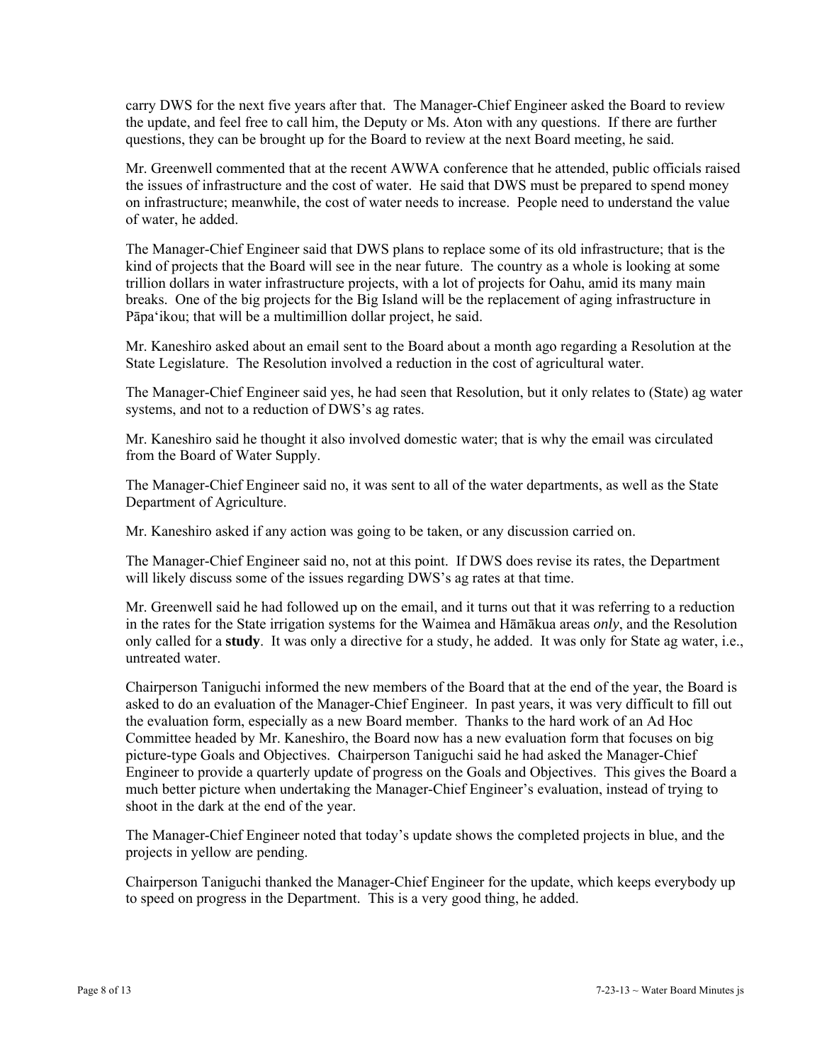carry DWS for the next five years after that. The Manager-Chief Engineer asked the Board to review the update, and feel free to call him, the Deputy or Ms. Aton with any questions. If there are further questions, they can be brought up for the Board to review at the next Board meeting, he said.

Mr. Greenwell commented that at the recent AWWA conference that he attended, public officials raised the issues of infrastructure and the cost of water. He said that DWS must be prepared to spend money on infrastructure; meanwhile, the cost of water needs to increase. People need to understand the value of water, he added.

The Manager-Chief Engineer said that DWS plans to replace some of its old infrastructure; that is the kind of projects that the Board will see in the near future. The country as a whole is looking at some trillion dollars in water infrastructure projects, with a lot of projects for Oahu, amid its many main breaks. One of the big projects for the Big Island will be the replacement of aging infrastructure in Pāpa'ikou; that will be a multimillion dollar project, he said.

Mr. Kaneshiro asked about an email sent to the Board about a month ago regarding a Resolution at the State Legislature. The Resolution involved a reduction in the cost of agricultural water.

The Manager-Chief Engineer said yes, he had seen that Resolution, but it only relates to (State) ag water systems, and not to a reduction of DWS's ag rates.

Mr. Kaneshiro said he thought it also involved domestic water; that is why the email was circulated from the Board of Water Supply.

The Manager-Chief Engineer said no, it was sent to all of the water departments, as well as the State Department of Agriculture.

Mr. Kaneshiro asked if any action was going to be taken, or any discussion carried on.

The Manager-Chief Engineer said no, not at this point. If DWS does revise its rates, the Department will likely discuss some of the issues regarding DWS's ag rates at that time.

Mr. Greenwell said he had followed up on the email, and it turns out that it was referring to a reduction in the rates for the State irrigation systems for the Waimea and Hāmākua areas *only*, and the Resolution only called for a **study**. It was only a directive for a study, he added. It was only for State ag water, i.e., untreated water.

Chairperson Taniguchi informed the new members of the Board that at the end of the year, the Board is asked to do an evaluation of the Manager-Chief Engineer. In past years, it was very difficult to fill out the evaluation form, especially as a new Board member. Thanks to the hard work of an Ad Hoc Committee headed by Mr. Kaneshiro, the Board now has a new evaluation form that focuses on big picture-type Goals and Objectives. Chairperson Taniguchi said he had asked the Manager-Chief Engineer to provide a quarterly update of progress on the Goals and Objectives. This gives the Board a much better picture when undertaking the Manager-Chief Engineer's evaluation, instead of trying to shoot in the dark at the end of the year.

The Manager-Chief Engineer noted that today's update shows the completed projects in blue, and the projects in yellow are pending.

Chairperson Taniguchi thanked the Manager-Chief Engineer for the update, which keeps everybody up to speed on progress in the Department. This is a very good thing, he added.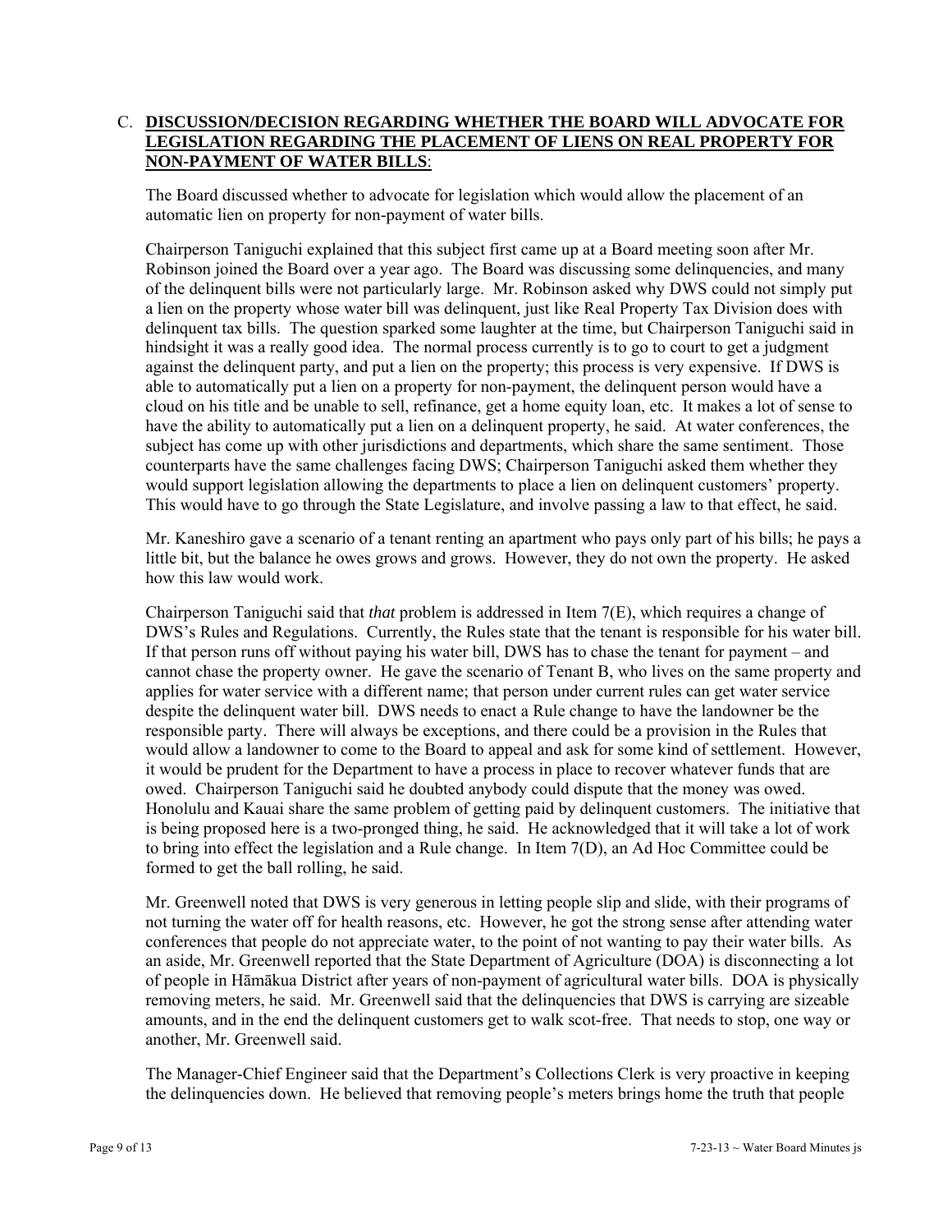C. **DISCUSSION/DECISION REGARDING WHETHER THE BOARD WILL ADVOCATE FOR LEGISLATION REGARDING THE PLACEMENT OF LIENS ON REAL PROPERTY FOR NON-PAYMENT OF WATER BILLS**:

The Board discussed whether to advocate for legislation which would allow the placement of an automatic lien on property for non-payment of water bills.

Chairperson Taniguchi explained that this subject first came up at a Board meeting soon after Mr. Robinson joined the Board over a year ago. The Board was discussing some delinquencies, and many of the delinquent bills were not particularly large. Mr. Robinson asked why DWS could not simply put a lien on the property whose water bill was delinquent, just like Real Property Tax Division does with delinquent tax bills. The question sparked some laughter at the time, but Chairperson Taniguchi said in hindsight it was a really good idea. The normal process currently is to go to court to get a judgment against the delinquent party, and put a lien on the property; this process is very expensive. If DWS is able to automatically put a lien on a property for non-payment, the delinquent person would have a cloud on his title and be unable to sell, refinance, get a home equity loan, etc. It makes a lot of sense to have the ability to automatically put a lien on a delinquent property, he said. At water conferences, the subject has come up with other jurisdictions and departments, which share the same sentiment. Those counterparts have the same challenges facing DWS; Chairperson Taniguchi asked them whether they would support legislation allowing the departments to place a lien on delinquent customers' property. This would have to go through the State Legislature, and involve passing a law to that effect, he said.

Mr. Kaneshiro gave a scenario of a tenant renting an apartment who pays only part of his bills; he pays a little bit, but the balance he owes grows and grows. However, they do not own the property. He asked how this law would work.

Chairperson Taniguchi said that *that* problem is addressed in Item 7(E), which requires a change of DWS's Rules and Regulations. Currently, the Rules state that the tenant is responsible for his water bill. If that person runs off without paying his water bill, DWS has to chase the tenant for payment – and cannot chase the property owner. He gave the scenario of Tenant B, who lives on the same property and applies for water service with a different name; that person under current rules can get water service despite the delinquent water bill. DWS needs to enact a Rule change to have the landowner be the responsible party. There will always be exceptions, and there could be a provision in the Rules that would allow a landowner to come to the Board to appeal and ask for some kind of settlement. However, it would be prudent for the Department to have a process in place to recover whatever funds that are owed. Chairperson Taniguchi said he doubted anybody could dispute that the money was owed. Honolulu and Kauai share the same problem of getting paid by delinquent customers. The initiative that is being proposed here is a two-pronged thing, he said. He acknowledged that it will take a lot of work to bring into effect the legislation and a Rule change. In Item 7(D), an Ad Hoc Committee could be formed to get the ball rolling, he said.

Mr. Greenwell noted that DWS is very generous in letting people slip and slide, with their programs of not turning the water off for health reasons, etc. However, he got the strong sense after attending water conferences that people do not appreciate water, to the point of not wanting to pay their water bills. As an aside, Mr. Greenwell reported that the State Department of Agriculture (DOA) is disconnecting a lot of people in Hāmākua District after years of non-payment of agricultural water bills. DOA is physically removing meters, he said. Mr. Greenwell said that the delinquencies that DWS is carrying are sizeable amounts, and in the end the delinquent customers get to walk scot-free. That needs to stop, one way or another, Mr. Greenwell said.

The Manager-Chief Engineer said that the Department's Collections Clerk is very proactive in keeping the delinquencies down. He believed that removing people's meters brings home the truth that people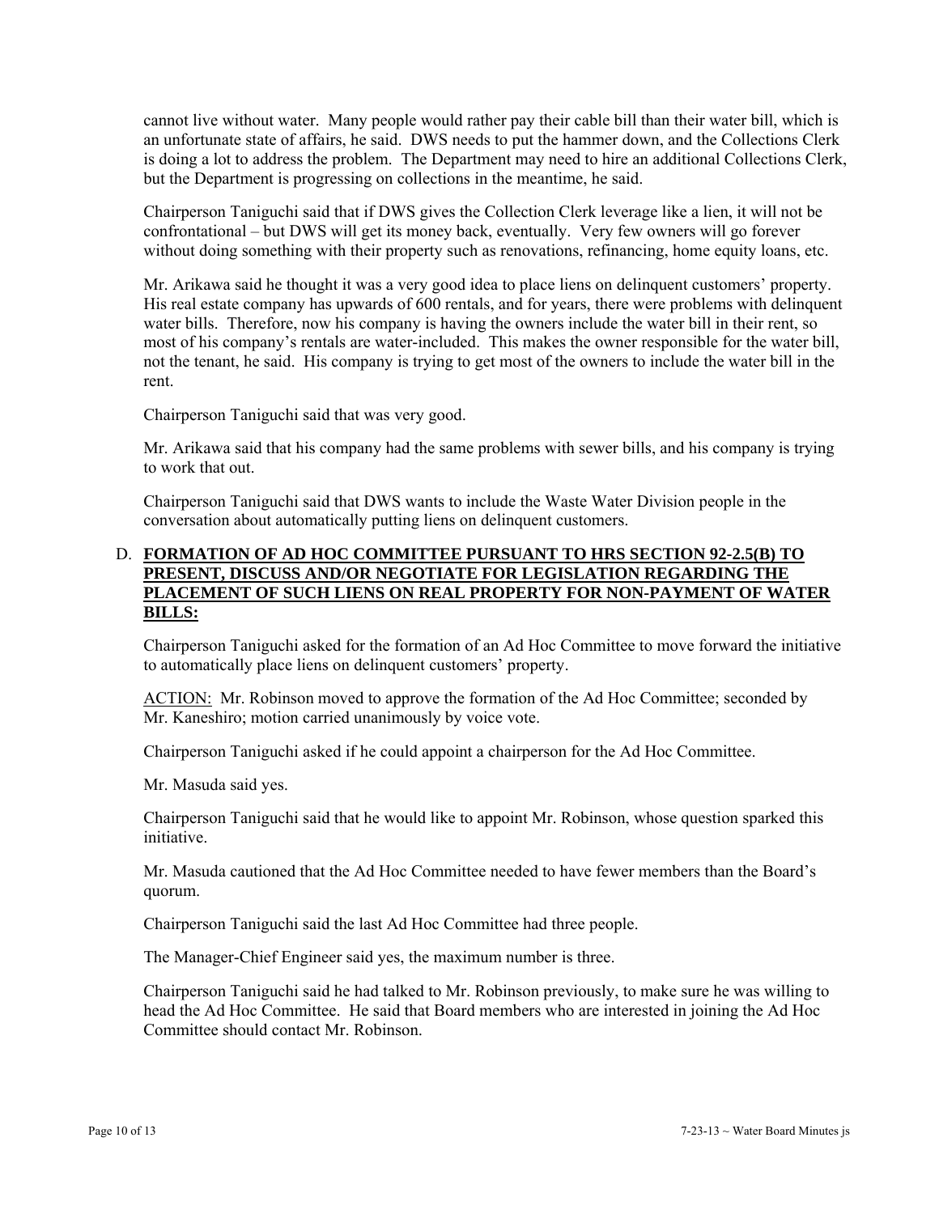cannot live without water. Many people would rather pay their cable bill than their water bill, which is an unfortunate state of affairs, he said. DWS needs to put the hammer down, and the Collections Clerk is doing a lot to address the problem. The Department may need to hire an additional Collections Clerk, but the Department is progressing on collections in the meantime, he said.

Chairperson Taniguchi said that if DWS gives the Collection Clerk leverage like a lien, it will not be confrontational – but DWS will get its money back, eventually. Very few owners will go forever without doing something with their property such as renovations, refinancing, home equity loans, etc.

Mr. Arikawa said he thought it was a very good idea to place liens on delinquent customers' property. His real estate company has upwards of 600 rentals, and for years, there were problems with delinquent water bills. Therefore, now his company is having the owners include the water bill in their rent, so most of his company's rentals are water-included. This makes the owner responsible for the water bill, not the tenant, he said. His company is trying to get most of the owners to include the water bill in the rent.

Chairperson Taniguchi said that was very good.

Mr. Arikawa said that his company had the same problems with sewer bills, and his company is trying to work that out.

Chairperson Taniguchi said that DWS wants to include the Waste Water Division people in the conversation about automatically putting liens on delinquent customers.

D. **FORMATION OF AD HOC COMMITTEE PURSUANT TO HRS SECTION 92-2.5(B) TO PRESENT, DISCUSS AND/OR NEGOTIATE FOR LEGISLATION REGARDING THE PLACEMENT OF SUCH LIENS ON REAL PROPERTY FOR NON-PAYMENT OF WATER BILLS:**

Chairperson Taniguchi asked for the formation of an Ad Hoc Committee to move forward the initiative to automatically place liens on delinquent customers' property.

ACTION: Mr. Robinson moved to approve the formation of the Ad Hoc Committee; seconded by Mr. Kaneshiro; motion carried unanimously by voice vote.

Chairperson Taniguchi asked if he could appoint a chairperson for the Ad Hoc Committee.

Mr. Masuda said yes.

Chairperson Taniguchi said that he would like to appoint Mr. Robinson, whose question sparked this initiative.

Mr. Masuda cautioned that the Ad Hoc Committee needed to have fewer members than the Board's quorum.

Chairperson Taniguchi said the last Ad Hoc Committee had three people.

The Manager-Chief Engineer said yes, the maximum number is three.

Chairperson Taniguchi said he had talked to Mr. Robinson previously, to make sure he was willing to head the Ad Hoc Committee. He said that Board members who are interested in joining the Ad Hoc Committee should contact Mr. Robinson.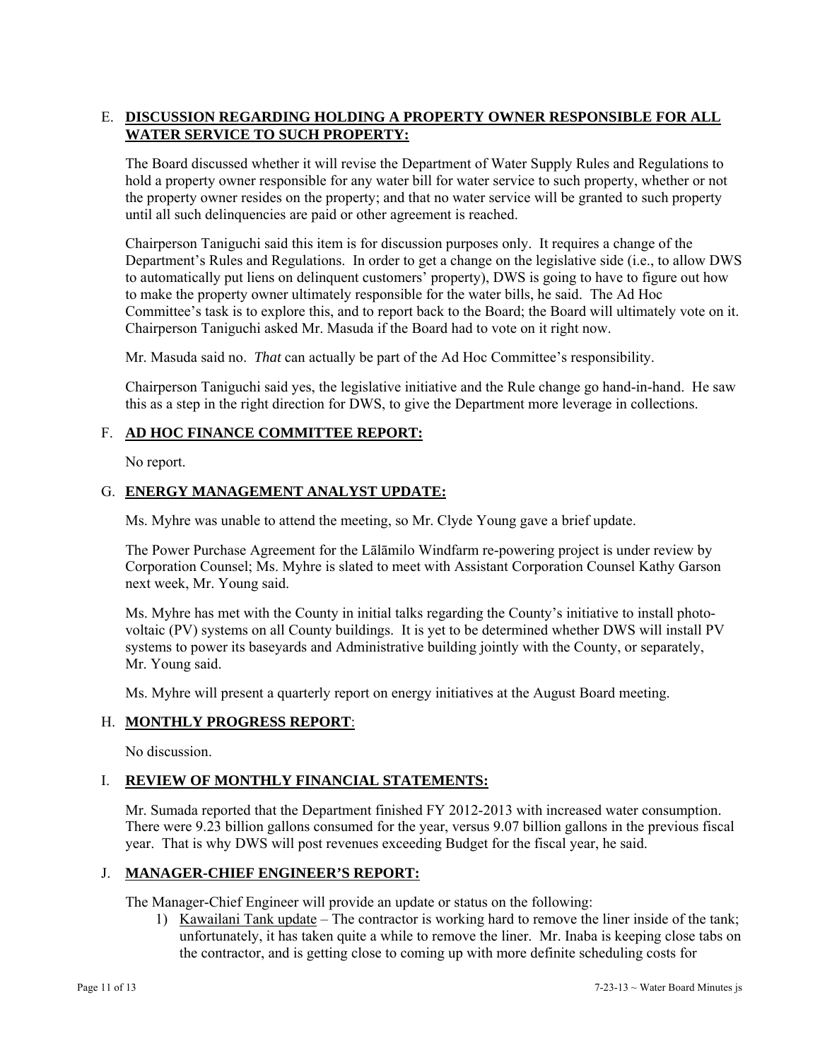E. **DISCUSSION REGARDING HOLDING A PROPERTY OWNER RESPONSIBLE FOR ALL WATER SERVICE TO SUCH PROPERTY:**

The Board discussed whether it will revise the Department of Water Supply Rules and Regulations to hold a property owner responsible for any water bill for water service to such property, whether or not the property owner resides on the property; and that no water service will be granted to such property until all such delinquencies are paid or other agreement is reached.

Chairperson Taniguchi said this item is for discussion purposes only. It requires a change of the Department's Rules and Regulations. In order to get a change on the legislative side (i.e., to allow DWS to automatically put liens on delinquent customers' property), DWS is going to have to figure out how to make the property owner ultimately responsible for the water bills, he said. The Ad Hoc Committee's task is to explore this, and to report back to the Board; the Board will ultimately vote on it. Chairperson Taniguchi asked Mr. Masuda if the Board had to vote on it right now.

Mr. Masuda said no. *That* can actually be part of the Ad Hoc Committee's responsibility.

Chairperson Taniguchi said yes, the legislative initiative and the Rule change go hand-in-hand. He saw this as a step in the right direction for DWS, to give the Department more leverage in collections.

F. **AD HOC FINANCE COMMITTEE REPORT:**

No report.

G. **ENERGY MANAGEMENT ANALYST UPDATE:**

Ms. Myhre was unable to attend the meeting, so Mr. Clyde Young gave a brief update.

The Power Purchase Agreement for the Lālāmilo Windfarm re-powering project is under review by Corporation Counsel; Ms. Myhre is slated to meet with Assistant Corporation Counsel Kathy Garson next week, Mr. Young said.

Ms. Myhre has met with the County in initial talks regarding the County's initiative to install photo-voltaic (PV) systems on all County buildings. It is yet to be determined whether DWS will install PV systems to power its baseyards and Administrative building jointly with the County, or separately, Mr. Young said.

Ms. Myhre will present a quarterly report on energy initiatives at the August Board meeting.

H. **MONTHLY PROGRESS REPORT**:

No discussion.

I. **REVIEW OF MONTHLY FINANCIAL STATEMENTS:**

Mr. Sumada reported that the Department finished FY 2012-2013 with increased water consumption. There were 9.23 billion gallons consumed for the year, versus 9.07 billion gallons in the previous fiscal year. That is why DWS will post revenues exceeding Budget for the fiscal year, he said.

J. **MANAGER-CHIEF ENGINEER'S REPORT:**

The Manager-Chief Engineer will provide an update or status on the following:

1) Kawailani Tank update – The contractor is working hard to remove the liner inside of the tank; unfortunately, it has taken quite a while to remove the liner. Mr. Inaba is keeping close tabs on the contractor, and is getting close to coming up with more definite scheduling costs for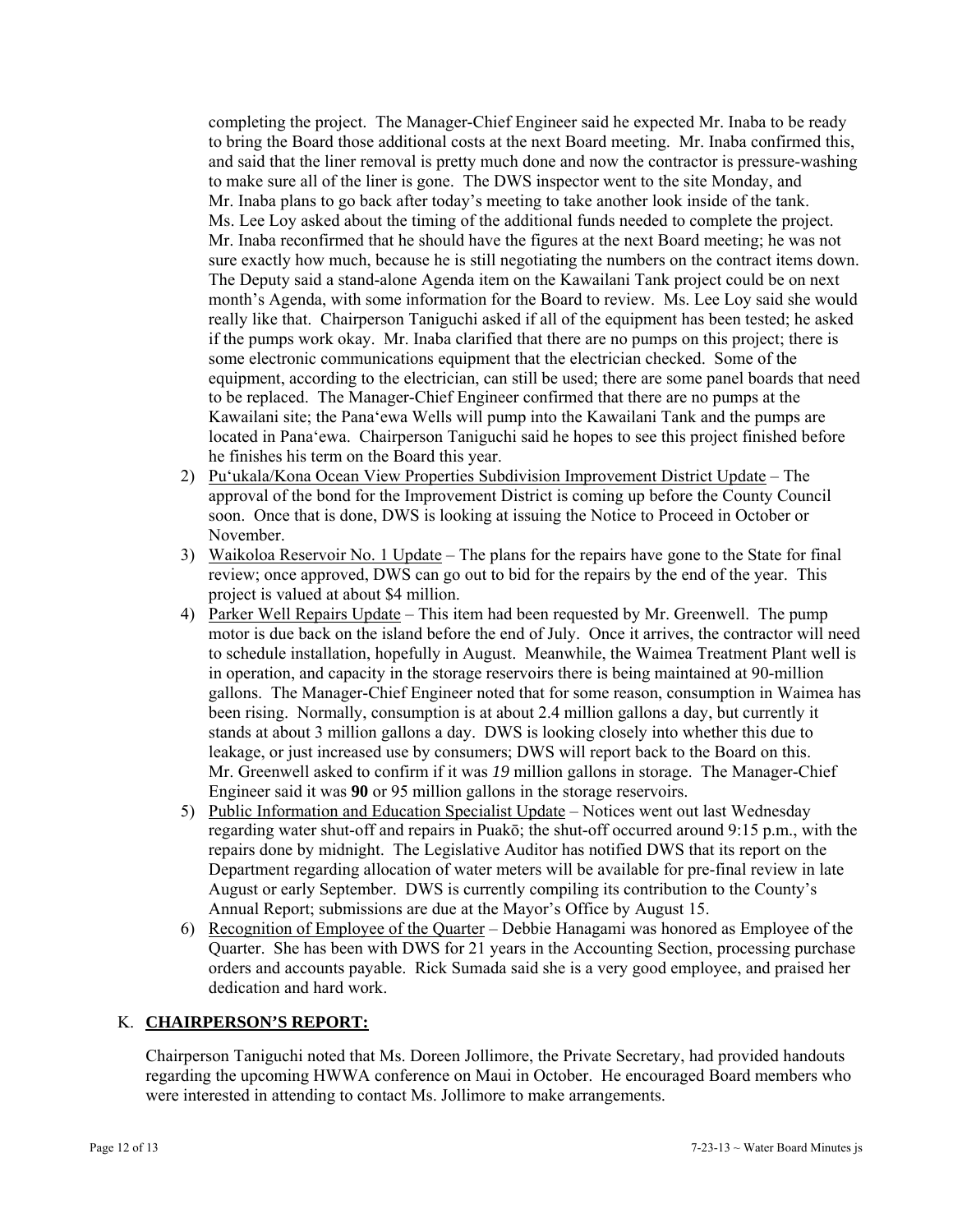completing the project. The Manager-Chief Engineer said he expected Mr. Inaba to be ready to bring the Board those additional costs at the next Board meeting. Mr. Inaba confirmed this, and said that the liner removal is pretty much done and now the contractor is pressure-washing to make sure all of the liner is gone. The DWS inspector went to the site Monday, and Mr. Inaba plans to go back after today's meeting to take another look inside of the tank. Ms. Lee Loy asked about the timing of the additional funds needed to complete the project. Mr. Inaba reconfirmed that he should have the figures at the next Board meeting; he was not sure exactly how much, because he is still negotiating the numbers on the contract items down. The Deputy said a stand-alone Agenda item on the Kawailani Tank project could be on next month's Agenda, with some information for the Board to review. Ms. Lee Loy said she would really like that. Chairperson Taniguchi asked if all of the equipment has been tested; he asked if the pumps work okay. Mr. Inaba clarified that there are no pumps on this project; there is some electronic communications equipment that the electrician checked. Some of the equipment, according to the electrician, can still be used; there are some panel boards that need to be replaced. The Manager-Chief Engineer confirmed that there are no pumps at the Kawailani site; the Pana'ewa Wells will pump into the Kawailani Tank and the pumps are located in Pana'ewa. Chairperson Taniguchi said he hopes to see this project finished before he finishes his term on the Board this year.

2) Pu'ukala/Kona Ocean View Properties Subdivision Improvement District Update – The approval of the bond for the Improvement District is coming up before the County Council soon. Once that is done, DWS is looking at issuing the Notice to Proceed in October or November.
3) Waikoloa Reservoir No. 1 Update – The plans for the repairs have gone to the State for final review; once approved, DWS can go out to bid for the repairs by the end of the year. This project is valued at about $4 million.
4) Parker Well Repairs Update – This item had been requested by Mr. Greenwell. The pump motor is due back on the island before the end of July. Once it arrives, the contractor will need to schedule installation, hopefully in August. Meanwhile, the Waimea Treatment Plant well is in operation, and capacity in the storage reservoirs there is being maintained at 90-million gallons. The Manager-Chief Engineer noted that for some reason, consumption in Waimea has been rising. Normally, consumption is at about 2.4 million gallons a day, but currently it stands at about 3 million gallons a day. DWS is looking closely into whether this due to leakage, or just increased use by consumers; DWS will report back to the Board on this. Mr. Greenwell asked to confirm if it was *19* million gallons in storage. The Manager-Chief Engineer said it was **90** or 95 million gallons in the storage reservoirs.
5) Public Information and Education Specialist Update – Notices went out last Wednesday regarding water shut-off and repairs in Puakō; the shut-off occurred around 9:15 p.m., with the repairs done by midnight. The Legislative Auditor has notified DWS that its report on the Department regarding allocation of water meters will be available for pre-final review in late August or early September. DWS is currently compiling its contribution to the County's Annual Report; submissions are due at the Mayor's Office by August 15.
6) Recognition of Employee of the Quarter – Debbie Hanagami was honored as Employee of the Quarter. She has been with DWS for 21 years in the Accounting Section, processing purchase orders and accounts payable. Rick Sumada said she is a very good employee, and praised her dedication and hard work.

## K. **CHAIRPERSON'S REPORT:**

Chairperson Taniguchi noted that Ms. Doreen Jollimore, the Private Secretary, had provided handouts regarding the upcoming HWWA conference on Maui in October. He encouraged Board members who were interested in attending to contact Ms. Jollimore to make arrangements.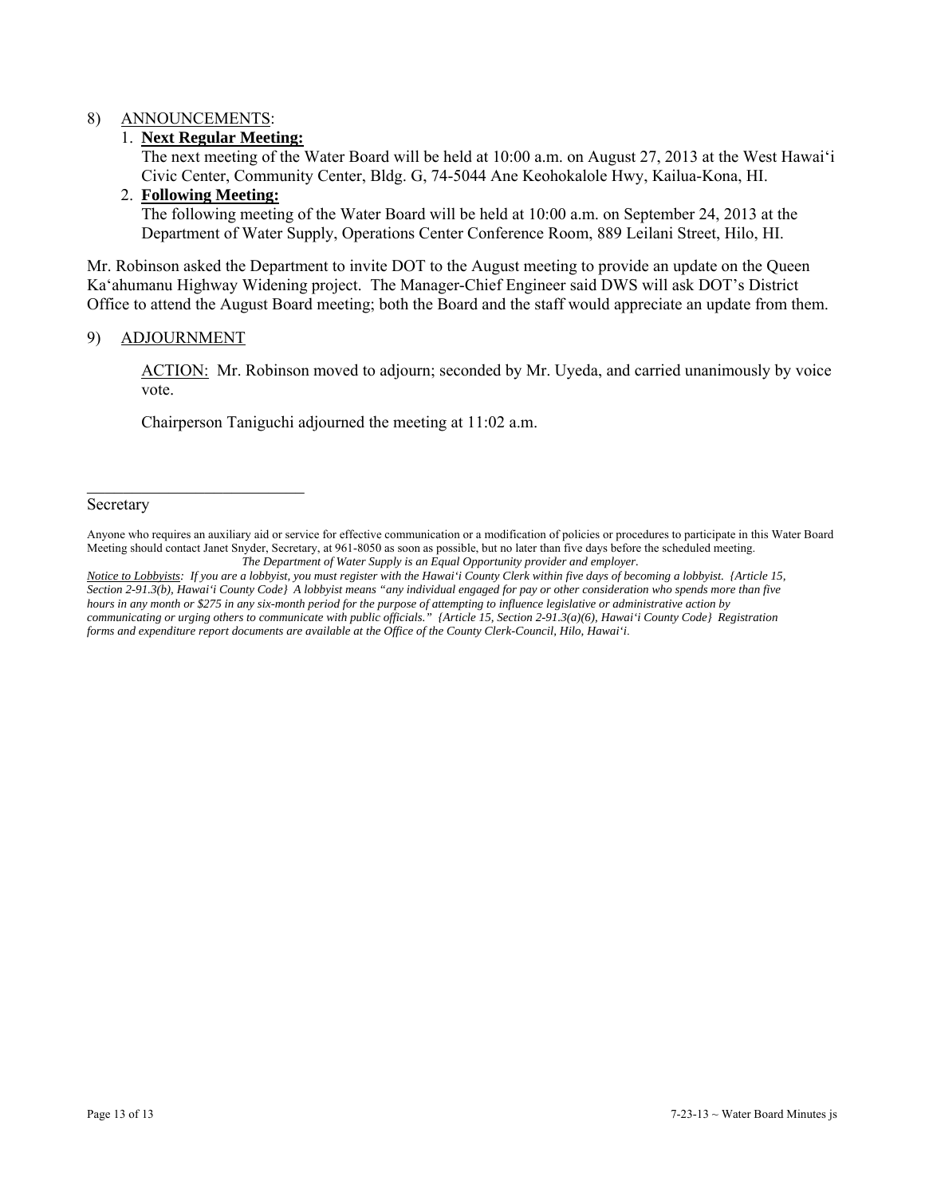8) ANNOUNCEMENTS:

1. **Next Regular Meeting:**
   The next meeting of the Water Board will be held at 10:00 a.m. on August 27, 2013 at the West Hawai'i Civic Center, Community Center, Bldg. G, 74-5044 Ane Keohokalole Hwy, Kailua-Kona, HI.

2. **Following Meeting:**
   The following meeting of the Water Board will be held at 10:00 a.m. on September 24, 2013 at the Department of Water Supply, Operations Center Conference Room, 889 Leilani Street, Hilo, HI.

Mr. Robinson asked the Department to invite DOT to the August meeting to provide an update on the Queen Ka'ahumanu Highway Widening project. The Manager-Chief Engineer said DWS will ask DOT's District Office to attend the August Board meeting; both the Board and the staff would appreciate an update from them.

9) ADJOURNMENT

ACTION: Mr. Robinson moved to adjourn; seconded by Mr. Uyeda, and carried unanimously by voice vote.

Chairperson Taniguchi adjourned the meeting at 11:02 a.m.

\_\_\_\_\_\_\_\_\_\_\_\_\_\_\_\_\_\_\_\_\_\_\_\_\_\_\_

Secretary

Anyone who requires an auxiliary aid or service for effective communication or a modification of policies or procedures to participate in this Water Board Meeting should contact Janet Snyder, Secretary, at 961-8050 as soon as possible, but no later than five days before the scheduled meeting.

*The Department of Water Supply is an Equal Opportunity provider and employer.*

*Notice to Lobbyists: If you are a lobbyist, you must register with the Hawai'i County Clerk within five days of becoming a lobbyist. {Article 15, Section 2-91.3(b), Hawai'i County Code} A lobbyist means "any individual engaged for pay or other consideration who spends more than five hours in any month or $275 in any six-month period for the purpose of attempting to influence legislative or administrative action by communicating or urging others to communicate with public officials." {Article 15, Section 2-91.3(a)(6), Hawai'i County Code} Registration forms and expenditure report documents are available at the Office of the County Clerk-Council, Hilo, Hawai'i.*